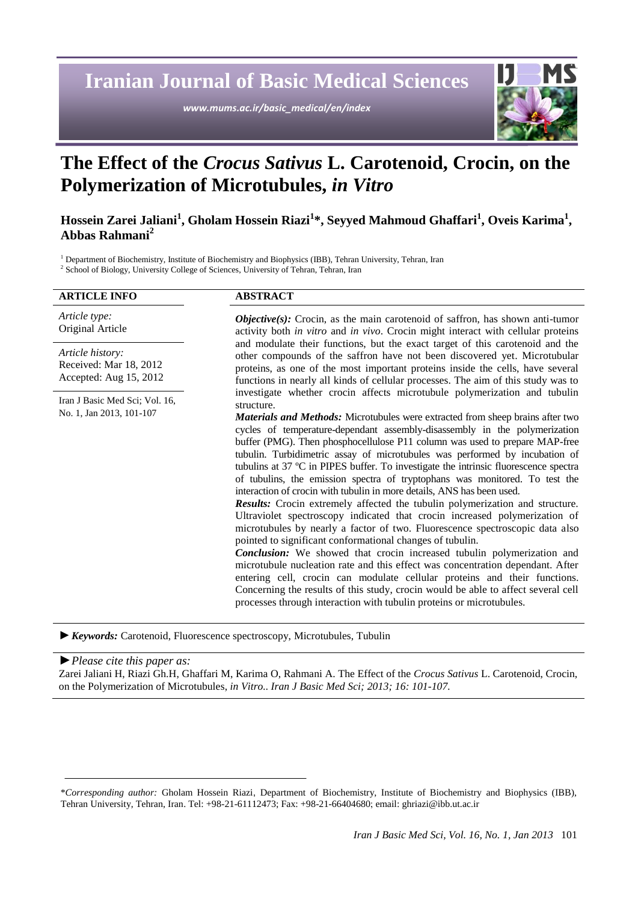# Iranian Journal of Basic Medical Sciences

*www.mums.ac.ir/basic_medical/en/index*

# The Effect of the *Crocus Sativus* L. Carotenoid, Crocin, on the Polymerization of Microtubules, *in Vitro*

**Hossein Zarei Jaliani[1], Gholam Hossein Riazi[1]*, Seyyed Mahmoud Ghaffari[1], Oveis Karima[1], Abbas Rahmani[2]**

[1] Department of Biochemistry, Institute of Biochemistry and Biophysics (IBB), Tehran University, Tehran, Iran
[2] School of Biology, University College of Sciences, University of Tehran, Tehran, Iran

**ARTICLE INFO**

*Article type:*
Original Article

*Article history:*
Received: Mar 18, 2012
Accepted: Aug 15, 2012

Iran J Basic Med Sci; Vol. 16, No. 1, Jan 2013, 101-107

**ABSTRACT**

***Objective(s):*** Crocin, as the main carotenoid of saffron, has shown anti-tumor activity both *in vitro* and *in vivo*. Crocin might interact with cellular proteins and modulate their functions, but the exact target of this carotenoid and the other compounds of the saffron have not been discovered yet. Microtubular proteins, as one of the most important proteins inside the cells, have several functions in nearly all kinds of cellular processes. The aim of this study was to investigate whether crocin affects microtubule polymerization and tubulin structure.

***Materials and Methods:*** Microtubules were extracted from sheep brains after two cycles of temperature-dependant assembly-disassembly in the polymerization buffer (PMG). Then phosphocellulose P11 column was used to prepare MAP-free tubulin. Turbidimetric assay of microtubules was performed by incubation of tubulins at 37 ºC in PIPES buffer. To investigate the intrinsic fluorescence spectra of tubulins, the emission spectra of tryptophans was monitored. To test the interaction of crocin with tubulin in more details, ANS has been used.

***Results:*** Crocin extremely affected the tubulin polymerization and structure. Ultraviolet spectroscopy indicated that crocin increased polymerization of microtubules by nearly a factor of two. Fluorescence spectroscopic data also pointed to significant conformational changes of tubulin.

***Conclusion:*** We showed that crocin increased tubulin polymerization and microtubule nucleation rate and this effect was concentration dependant. After entering cell, crocin can modulate cellular proteins and their functions. Concerning the results of this study, crocin would be able to affect several cell processes through interaction with tubulin proteins or microtubules.

►***Keywords:*** Carotenoid, Fluorescence spectroscopy, Microtubules, Tubulin

►*Please cite this paper as:*
Zarei Jaliani H, Riazi Gh.H, Ghaffari M, Karima O, Rahmani A. The Effect of the *Crocus Sativus* L. Carotenoid, Crocin, on the Polymerization of Microtubules, *in Vitro*.. *Iran J Basic Med Sci; 2013; 16: 101-107.*

---

**Corresponding author:* Gholam Hossein Riazi, Department of Biochemistry, Institute of Biochemistry and Biophysics (IBB), Tehran University, Tehran, Iran. Tel: +98-21-61112473; Fax: +98-21-66404680; email: ghriazi@ibb.ut.ac.ir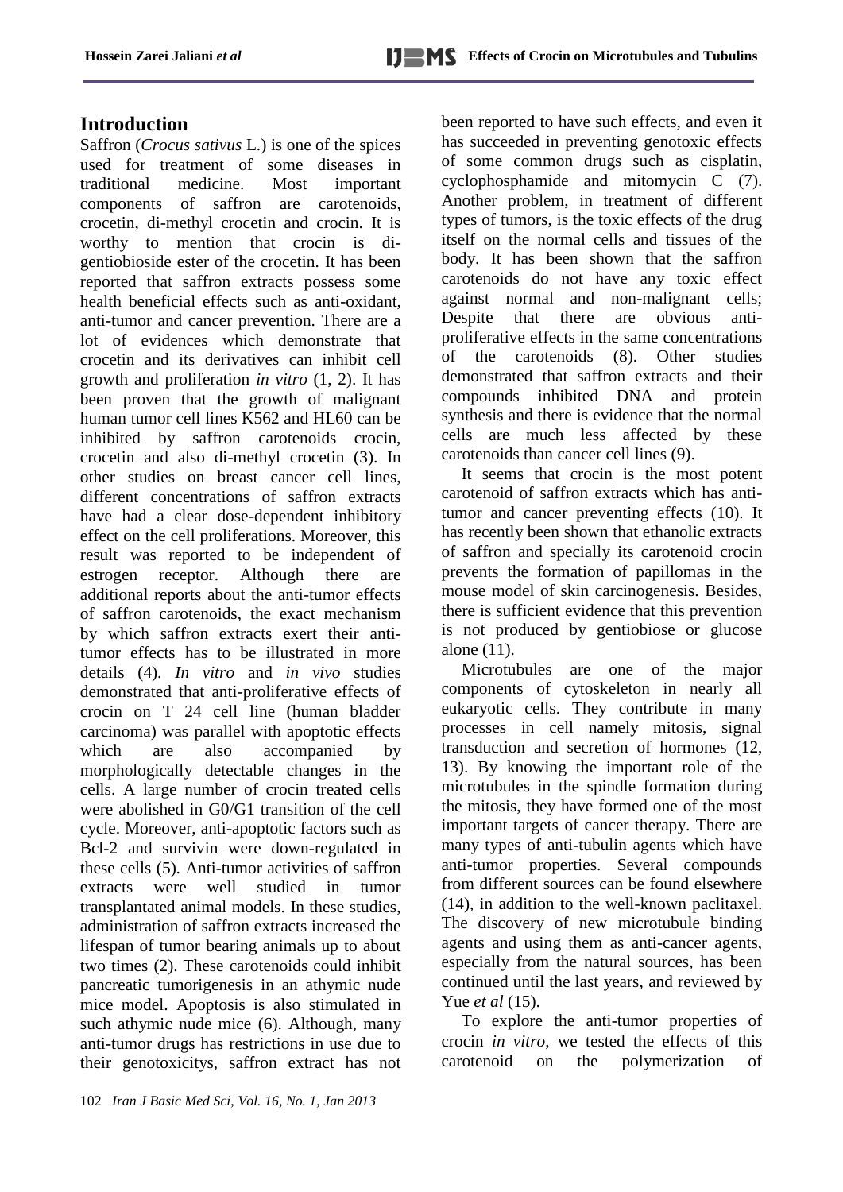## Introduction

Saffron (*Crocus sativus* L.) is one of the spices used for treatment of some diseases in traditional medicine. Most important components of saffron are carotenoids, crocetin, di-methyl crocetin and crocin. It is worthy to mention that crocin is di-gentiobioside ester of the crocetin. It has been reported that saffron extracts possess some health beneficial effects such as anti-oxidant, anti-tumor and cancer prevention. There are a lot of evidences which demonstrate that crocetin and its derivatives can inhibit cell growth and proliferation *in vitro* (1, 2). It has been proven that the growth of malignant human tumor cell lines K562 and HL60 can be inhibited by saffron carotenoids crocin, crocetin and also di-methyl crocetin (3). In other studies on breast cancer cell lines, different concentrations of saffron extracts have had a clear dose-dependent inhibitory effect on the cell proliferations. Moreover, this result was reported to be independent of estrogen receptor. Although there are additional reports about the anti-tumor effects of saffron carotenoids, the exact mechanism by which saffron extracts exert their anti-tumor effects has to be illustrated in more details (4). *In vitro* and *in vivo* studies demonstrated that anti-proliferative effects of crocin on T 24 cell line (human bladder carcinoma) was parallel with apoptotic effects which are also accompanied by morphologically detectable changes in the cells. A large number of crocin treated cells were abolished in G0/G1 transition of the cell cycle. Moreover, anti-apoptotic factors such as Bcl-2 and survivin were down-regulated in these cells (5). Anti-tumor activities of saffron extracts were well studied in tumor transplantated animal models. In these studies, administration of saffron extracts increased the lifespan of tumor bearing animals up to about two times (2). These carotenoids could inhibit pancreatic tumorigenesis in an athymic nude mice model. Apoptosis is also stimulated in such athymic nude mice (6). Although, many anti-tumor drugs has restrictions in use due to their genotoxicitys, saffron extract has not been reported to have such effects, and even it has succeeded in preventing genotoxic effects of some common drugs such as cisplatin, cyclophosphamide and mitomycin C (7). Another problem, in treatment of different types of tumors, is the toxic effects of the drug itself on the normal cells and tissues of the body. It has been shown that the saffron carotenoids do not have any toxic effect against normal and non-malignant cells; Despite that there are obvious anti-proliferative effects in the same concentrations of the carotenoids (8). Other studies demonstrated that saffron extracts and their compounds inhibited DNA and protein synthesis and there is evidence that the normal cells are much less affected by these carotenoids than cancer cell lines (9).

It seems that crocin is the most potent carotenoid of saffron extracts which has anti-tumor and cancer preventing effects (10). It has recently been shown that ethanolic extracts of saffron and specially its carotenoid crocin prevents the formation of papillomas in the mouse model of skin carcinogenesis. Besides, there is sufficient evidence that this prevention is not produced by gentiobiose or glucose alone (11).

Microtubules are one of the major components of cytoskeleton in nearly all eukaryotic cells. They contribute in many processes in cell namely mitosis, signal transduction and secretion of hormones (12, 13). By knowing the important role of the microtubules in the spindle formation during the mitosis, they have formed one of the most important targets of cancer therapy. There are many types of anti-tubulin agents which have anti-tumor properties. Several compounds from different sources can be found elsewhere (14), in addition to the well-known paclitaxel. The discovery of new microtubule binding agents and using them as anti-cancer agents, especially from the natural sources, has been continued until the last years, and reviewed by Yue *et al* (15).

To explore the anti-tumor properties of crocin *in vitro*, we tested the effects of this carotenoid on the polymerization of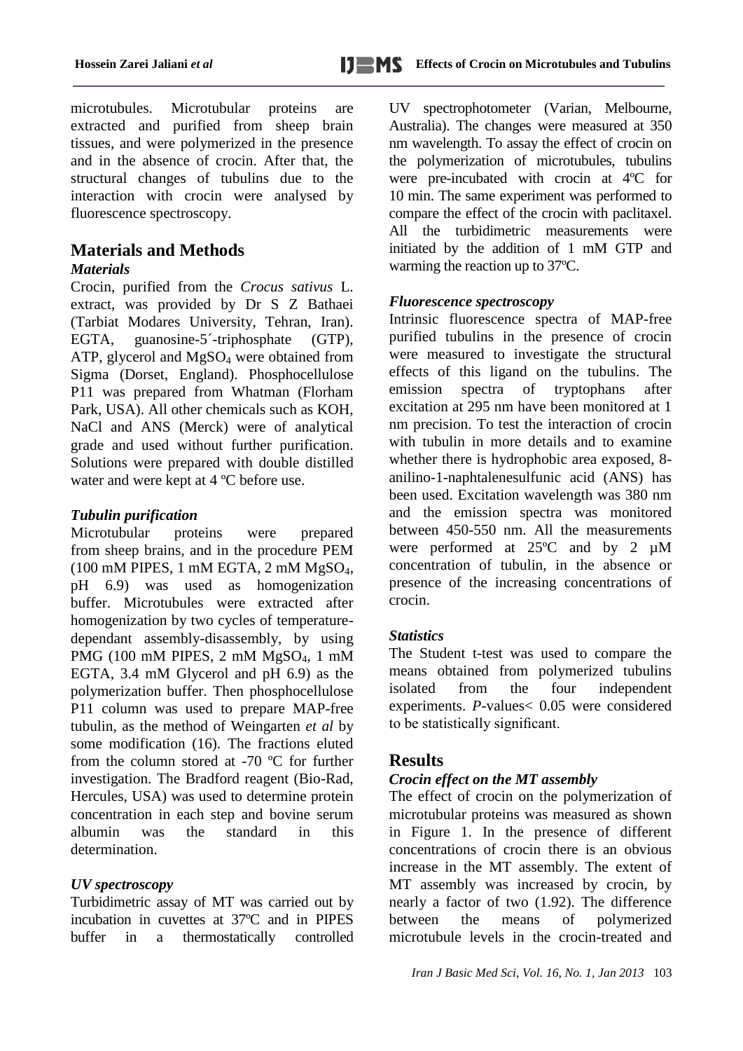microtubules. Microtubular proteins are extracted and purified from sheep brain tissues, and were polymerized in the presence and in the absence of crocin. After that, the structural changes of tubulins due to the interaction with crocin were analysed by fluorescence spectroscopy.

## Materials and Methods

### *Materials*

Crocin, purified from the *Crocus sativus* L. extract, was provided by Dr S Z Bathaei (Tarbiat Modares University, Tehran, Iran). EGTA, guanosine-5´-triphosphate (GTP), ATP, glycerol and $MgSO_4$ were obtained from Sigma (Dorset, England). Phosphocellulose P11 was prepared from Whatman (Florham Park, USA). All other chemicals such as KOH, NaCl and ANS (Merck) were of analytical grade and used without further purification. Solutions were prepared with double distilled water and were kept at 4 ºC before use.

### *Tubulin purification*

Microtubular proteins were prepared from sheep brains, and in the procedure PEM (100 mM PIPES, 1 mM EGTA, 2 mM $MgSO_4$, pH 6.9) was used as homogenization buffer. Microtubules were extracted after homogenization by two cycles of temperature-dependant assembly-disassembly, by using PMG (100 mM PIPES, 2 mM $MgSO_4$, 1 mM EGTA, 3.4 mM Glycerol and pH 6.9) as the polymerization buffer. Then phosphocellulose P11 column was used to prepare MAP-free tubulin, as the method of Weingarten *et al* by some modification (16). The fractions eluted from the column stored at -70 ºC for further investigation. The Bradford reagent (Bio-Rad, Hercules, USA) was used to determine protein concentration in each step and bovine serum albumin was the standard in this determination.

### *UV spectroscopy*

Turbidimetric assay of MT was carried out by incubation in cuvettes at 37ºC and in PIPES buffer in a thermostatically controlled UV spectrophotometer (Varian, Melbourne, Australia). The changes were measured at 350 nm wavelength. To assay the effect of crocin on the polymerization of microtubules, tubulins were pre-incubated with crocin at 4ºC for 10 min. The same experiment was performed to compare the effect of the crocin with paclitaxel. All the turbidimetric measurements were initiated by the addition of 1 mM GTP and warming the reaction up to 37ºC.

### *Fluorescence spectroscopy*

Intrinsic fluorescence spectra of MAP-free purified tubulins in the presence of crocin were measured to investigate the structural effects of this ligand on the tubulins. The emission spectra of tryptophans after excitation at 295 nm have been monitored at 1 nm precision. To test the interaction of crocin with tubulin in more details and to examine whether there is hydrophobic area exposed, 8-anilino-1-naphtalenesulfunic acid (ANS) has been used. Excitation wavelength was 380 nm and the emission spectra was monitored between 450-550 nm. All the measurements were performed at 25ºC and by 2 µM concentration of tubulin, in the absence or presence of the increasing concentrations of crocin.

### *Statistics*

The Student t-test was used to compare the means obtained from polymerized tubulins isolated from the four independent experiments. *P*-values< 0.05 were considered to be statistically significant.

## Results

### *Crocin effect on the MT assembly*

The effect of crocin on the polymerization of microtubular proteins was measured as shown in Figure 1. In the presence of different concentrations of crocin there is an obvious increase in the MT assembly. The extent of MT assembly was increased by crocin, by nearly a factor of two (1.92). The difference between the means of polymerized microtubule levels in the crocin-treated and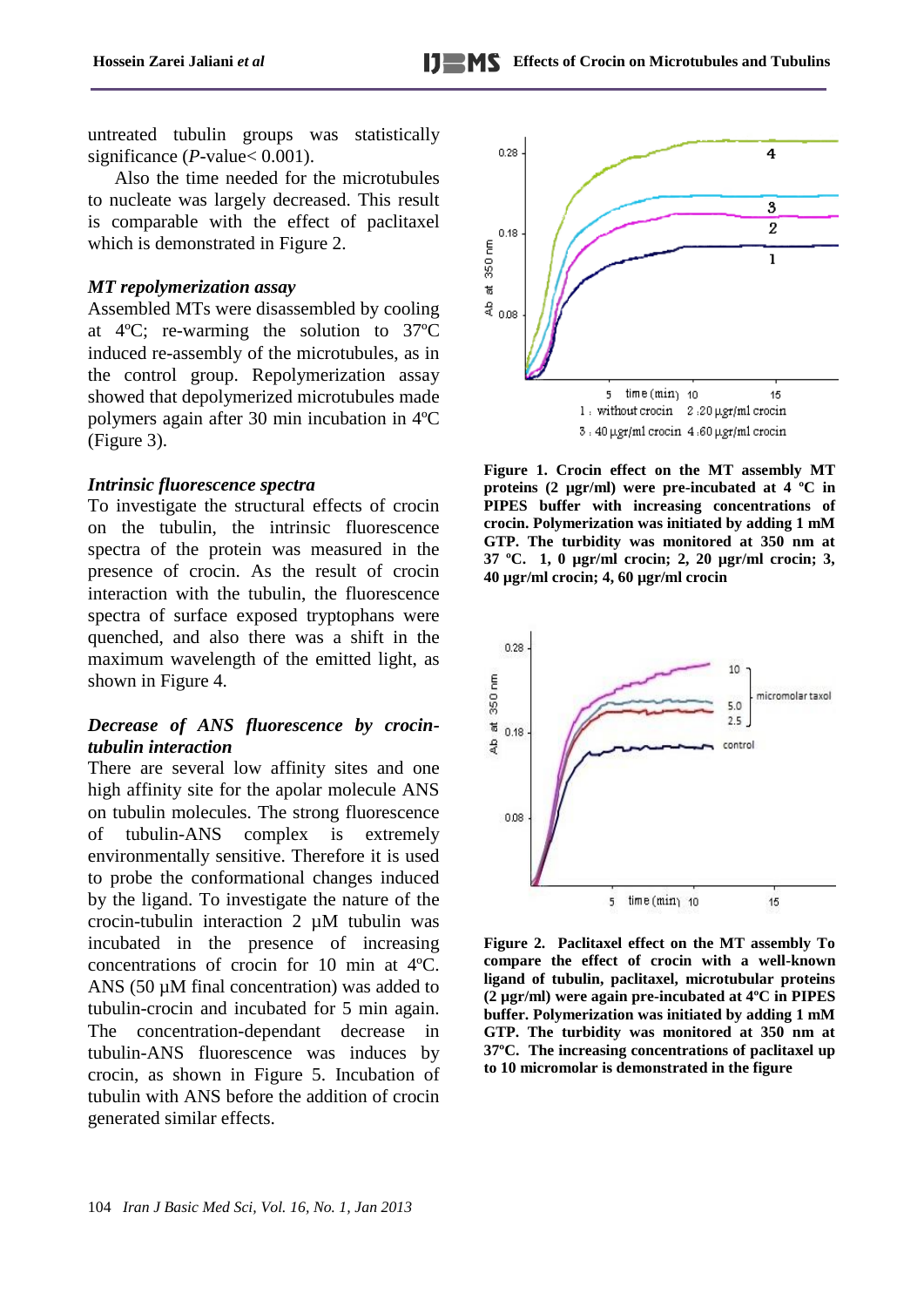untreated tubulin groups was statistically significance ($P$-value< 0.001).

Also the time needed for the microtubules to nucleate was largely decreased. This result is comparable with the effect of paclitaxel which is demonstrated in Figure 2.

### *MT repolymerization assay*

Assembled MTs were disassembled by cooling at 4ºC; re-warming the solution to 37ºC induced re-assembly of the microtubules, as in the control group. Repolymerization assay showed that depolymerized microtubules made polymers again after 30 min incubation in 4ºC (Figure 3).

### *Intrinsic fluorescence spectra*

To investigate the structural effects of crocin on the tubulin, the intrinsic fluorescence spectra of the protein was measured in the presence of crocin. As the result of crocin interaction with the tubulin, the fluorescence spectra of surface exposed tryptophans were quenched, and also there was a shift in the maximum wavelength of the emitted light, as shown in Figure 4.

### *Decrease of ANS fluorescence by crocin-tubulin interaction*

There are several low affinity sites and one high affinity site for the apolar molecule ANS on tubulin molecules. The strong fluorescence of tubulin-ANS complex is extremely environmentally sensitive. Therefore it is used to probe the conformational changes induced by the ligand. To investigate the nature of the crocin-tubulin interaction 2 µM tubulin was incubated in the presence of increasing concentrations of crocin for 10 min at 4ºC. ANS (50 µM final concentration) was added to tubulin-crocin and incubated for 5 min again. The concentration-dependant decrease in tubulin-ANS fluorescence was induces by crocin, as shown in Figure 5. Incubation of tubulin with ANS before the addition of crocin generated similar effects.

**Figure 1. Crocin effect on the MT assembly MT proteins (2 µgr/ml) were pre-incubated at 4 ºC in PIPES buffer with increasing concentrations of crocin. Polymerization was initiated by adding 1 mM GTP. The turbidity was monitored at 350 nm at 37 ºC. 1, 0 µgr/ml crocin; 2, 20 µgr/ml crocin; 3, 40 µgr/ml crocin; 4, 60 µgr/ml crocin**

**Figure 2. Paclitaxel effect on the MT assembly To compare the effect of crocin with a well-known ligand of tubulin, paclitaxel, microtubular proteins (2 µgr/ml) were again pre-incubated at 4ºC in PIPES buffer. Polymerization was initiated by adding 1 mM GTP. The turbidity was monitored at 350 nm at 37ºC. The increasing concentrations of paclitaxel up to 10 micromolar is demonstrated in the figure**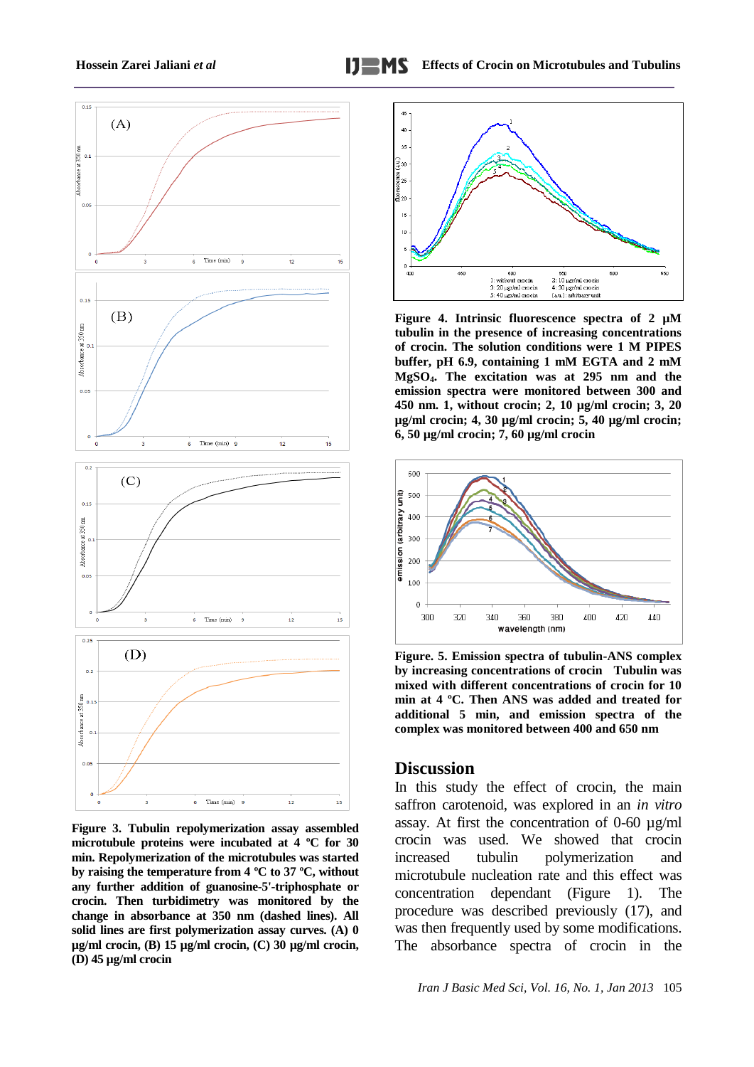**Figure 3. Tubulin repolymerization assay assembled microtubule proteins were incubated at 4 ºC for 30 min. Repolymerization of the microtubules was started by raising the temperature from 4 ºC to 37 ºC, without any further addition of guanosine-5'-triphosphate or crocin. Then turbidimetry was monitored by the change in absorbance at 350 nm (dashed lines). All solid lines are first polymerization assay curves. (A) 0 µg/ml crocin, (B) 15 µg/ml crocin, (C) 30 µg/ml crocin, (D) 45 µg/ml crocin**

**Figure 4. Intrinsic fluorescence spectra of 2 µM tubulin in the presence of increasing concentrations of crocin. The solution conditions were 1 M PIPES buffer, pH 6.9, containing 1 mM EGTA and 2 mM $MgSO_4$. The excitation was at 295 nm and the emission spectra were monitored between 300 and 450 nm. 1, without crocin; 2, 10 µg/ml crocin; 3, 20 µg/ml crocin; 4, 30 µg/ml crocin; 5, 40 µg/ml crocin; 6, 50 µg/ml crocin; 7, 60 µg/ml crocin**

**Figure. 5. Emission spectra of tubulin-ANS complex by increasing concentrations of crocin Tubulin was mixed with different concentrations of crocin for 10 min at 4 ºC. Then ANS was added and treated for additional 5 min, and emission spectra of the complex was monitored between 400 and 650 nm**

## Discussion

In this study the effect of crocin, the main saffron carotenoid, was explored in an *in vitro* assay. At first the concentration of 0-60 µg/ml crocin was used. We showed that crocin increased tubulin polymerization and microtubule nucleation rate and this effect was concentration dependant (Figure 1). The procedure was described previously (17), and was then frequently used by some modifications. The absorbance spectra of crocin in the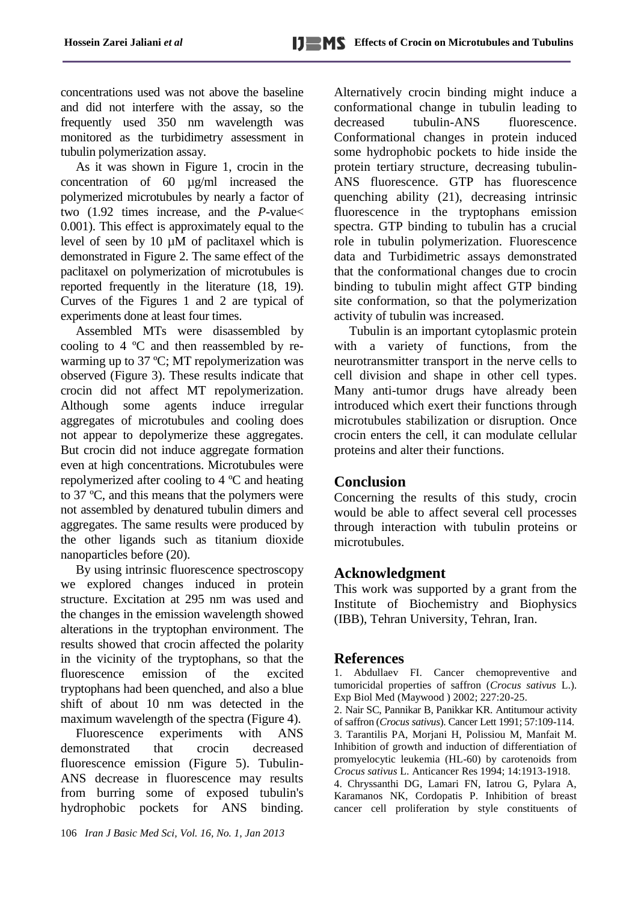concentrations used was not above the baseline and did not interfere with the assay, so the frequently used 350 nm wavelength was monitored as the turbidimetry assessment in tubulin polymerization assay.

As it was shown in Figure 1, crocin in the concentration of 60 µg/ml increased the polymerized microtubules by nearly a factor of two (1.92 times increase, and the *P*-value< 0.001). This effect is approximately equal to the level of seen by 10 µM of paclitaxel which is demonstrated in Figure 2. The same effect of the paclitaxel on polymerization of microtubules is reported frequently in the literature (18, 19). Curves of the Figures 1 and 2 are typical of experiments done at least four times.

Assembled MTs were disassembled by cooling to 4 ºC and then reassembled by re-warming up to 37 ºC; MT repolymerization was observed (Figure 3). These results indicate that crocin did not affect MT repolymerization. Although some agents induce irregular aggregates of microtubules and cooling does not appear to depolymerize these aggregates. But crocin did not induce aggregate formation even at high concentrations. Microtubules were repolymerized after cooling to 4 ºC and heating to 37 ºC, and this means that the polymers were not assembled by denatured tubulin dimers and aggregates. The same results were produced by the other ligands such as titanium dioxide nanoparticles before (20).

By using intrinsic fluorescence spectroscopy we explored changes induced in protein structure. Excitation at 295 nm was used and the changes in the emission wavelength showed alterations in the tryptophan environment. The results showed that crocin affected the polarity in the vicinity of the tryptophans, so that the fluorescence emission of the excited tryptophans had been quenched, and also a blue shift of about 10 nm was detected in the maximum wavelength of the spectra (Figure 4).

Fluorescence experiments with ANS demonstrated that crocin decreased fluorescence emission (Figure 5). Tubulin-ANS decrease in fluorescence may results from burring some of exposed tubulin's hydrophobic pockets for ANS binding. Alternatively crocin binding might induce a conformational change in tubulin leading to decreased tubulin-ANS fluorescence. Conformational changes in protein induced some hydrophobic pockets to hide inside the protein tertiary structure, decreasing tubulin-ANS fluorescence. GTP has fluorescence quenching ability (21), decreasing intrinsic fluorescence in the tryptophans emission spectra. GTP binding to tubulin has a crucial role in tubulin polymerization. Fluorescence data and Turbidimetric assays demonstrated that the conformational changes due to crocin binding to tubulin might affect GTP binding site conformation, so that the polymerization activity of tubulin was increased.

Tubulin is an important cytoplasmic protein with a variety of functions, from the neurotransmitter transport in the nerve cells to cell division and shape in other cell types. Many anti-tumor drugs have already been introduced which exert their functions through microtubules stabilization or disruption. Once crocin enters the cell, it can modulate cellular proteins and alter their functions.

## Conclusion

Concerning the results of this study, crocin would be able to affect several cell processes through interaction with tubulin proteins or microtubules.

## Acknowledgment

This work was supported by a grant from the Institute of Biochemistry and Biophysics (IBB), Tehran University, Tehran, Iran.

## References

1. Abdullaev FI. Cancer chemopreventive and tumoricidal properties of saffron (*Crocus sativus* L.). Exp Biol Med (Maywood ) 2002; 227:20-25.
2. Nair SC, Pannikar B, Panikkar KR. Antitumour activity of saffron (*Crocus sativus*). Cancer Lett 1991; 57:109-114.
3. Tarantilis PA, Morjani H, Polissiou M, Manfait M. Inhibition of growth and induction of differentiation of promyelocytic leukemia (HL-60) by carotenoids from *Crocus sativus* L. Anticancer Res 1994; 14:1913-1918.
4. Chryssanthi DG, Lamari FN, Iatrou G, Pylara A, Karamanos NK, Cordopatis P. Inhibition of breast cancer cell proliferation by style constituents of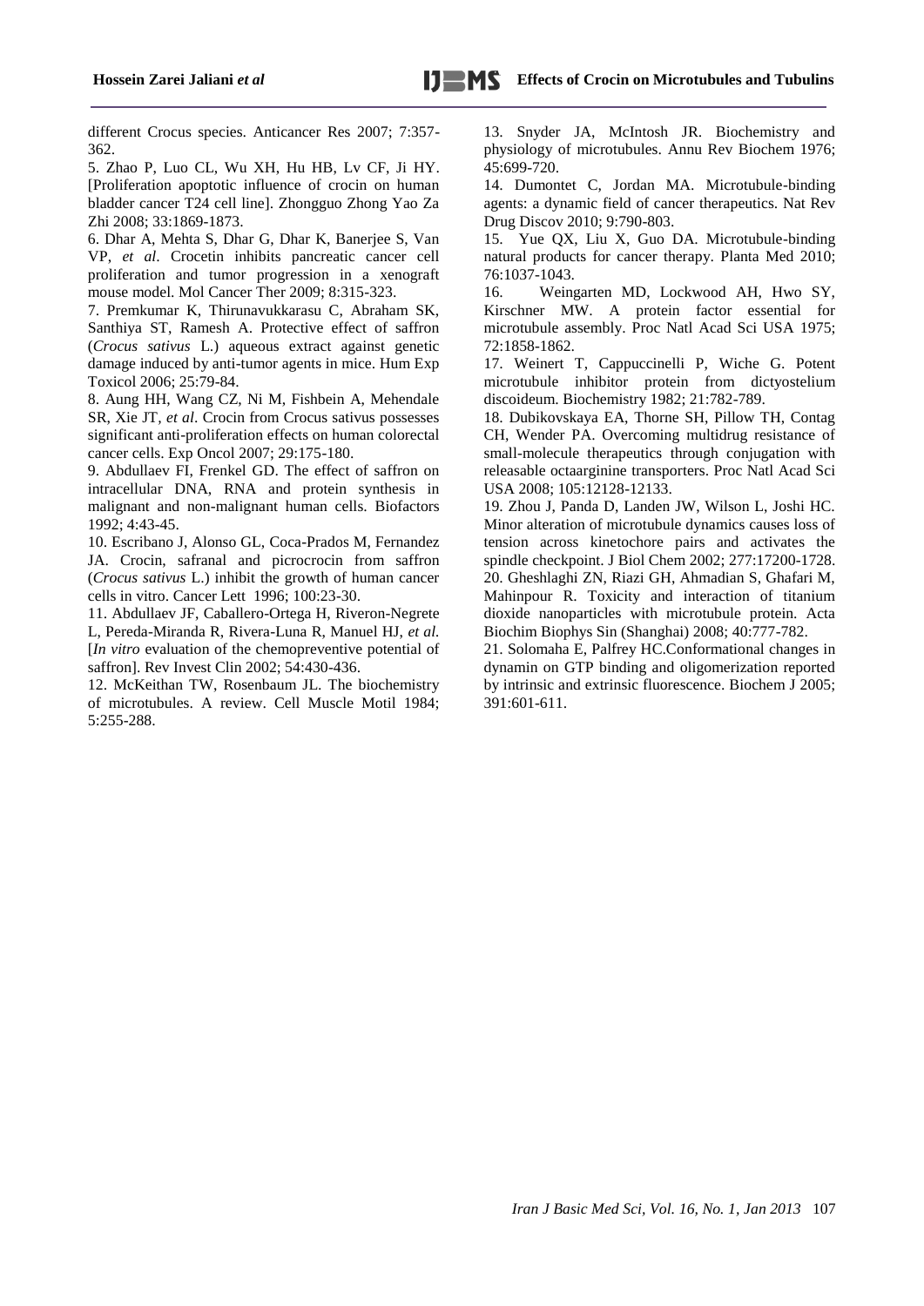different Crocus species. Anticancer Res 2007; 7:357-362.

5. Zhao P, Luo CL, Wu XH, Hu HB, Lv CF, Ji HY. [Proliferation apoptotic influence of crocin on human bladder cancer T24 cell line]. Zhongguo Zhong Yao Za Zhi 2008; 33:1869-1873.

6. Dhar A, Mehta S, Dhar G, Dhar K, Banerjee S, Van VP, *et al*. Crocetin inhibits pancreatic cancer cell proliferation and tumor progression in a xenograft mouse model. Mol Cancer Ther 2009; 8:315-323.

7. Premkumar K, Thirunavukkarasu C, Abraham SK, Santhiya ST, Ramesh A. Protective effect of saffron (*Crocus sativus* L.) aqueous extract against genetic damage induced by anti-tumor agents in mice. Hum Exp Toxicol 2006; 25:79-84.

8. Aung HH, Wang CZ, Ni M, Fishbein A, Mehendale SR, Xie JT, *et al*. Crocin from Crocus sativus possesses significant anti-proliferation effects on human colorectal cancer cells. Exp Oncol 2007; 29:175-180.

9. Abdullaev FI, Frenkel GD. The effect of saffron on intracellular DNA, RNA and protein synthesis in malignant and non-malignant human cells. Biofactors 1992; 4:43-45.

10. Escribano J, Alonso GL, Coca-Prados M, Fernandez JA. Crocin, safranal and picrocrocin from saffron (*Crocus sativus* L.) inhibit the growth of human cancer cells in vitro. Cancer Lett 1996; 100:23-30.

11. Abdullaev JF, Caballero-Ortega H, Riveron-Negrete L, Pereda-Miranda R, Rivera-Luna R, Manuel HJ, *et al.* [*In vitro* evaluation of the chemopreventive potential of saffron]. Rev Invest Clin 2002; 54:430-436.

12. McKeithan TW, Rosenbaum JL. The biochemistry of microtubules. A review. Cell Muscle Motil 1984; 5:255-288.

13. Snyder JA, McIntosh JR. Biochemistry and physiology of microtubules. Annu Rev Biochem 1976; 45:699-720.

14. Dumontet C, Jordan MA. Microtubule-binding agents: a dynamic field of cancer therapeutics. Nat Rev Drug Discov 2010; 9:790-803.

15. Yue QX, Liu X, Guo DA. Microtubule-binding natural products for cancer therapy. Planta Med 2010; 76:1037-1043.

16. Weingarten MD, Lockwood AH, Hwo SY, Kirschner MW. A protein factor essential for microtubule assembly. Proc Natl Acad Sci USA 1975; 72:1858-1862.

17. Weinert T, Cappuccinelli P, Wiche G. Potent microtubule inhibitor protein from dictyostelium discoideum. Biochemistry 1982; 21:782-789.

18. Dubikovskaya EA, Thorne SH, Pillow TH, Contag CH, Wender PA. Overcoming multidrug resistance of small-molecule therapeutics through conjugation with releasable octaarginine transporters. Proc Natl Acad Sci USA 2008; 105:12128-12133.

19. Zhou J, Panda D, Landen JW, Wilson L, Joshi HC. Minor alteration of microtubule dynamics causes loss of tension across kinetochore pairs and activates the spindle checkpoint. J Biol Chem 2002; 277:17200-1728.

20. Gheshlaghi ZN, Riazi GH, Ahmadian S, Ghafari M, Mahinpour R. Toxicity and interaction of titanium dioxide nanoparticles with microtubule protein. Acta Biochim Biophys Sin (Shanghai) 2008; 40:777-782.

21. Solomaha E, Palfrey HC.Conformational changes in dynamin on GTP binding and oligomerization reported by intrinsic and extrinsic fluorescence. Biochem J 2005; 391:601-611.